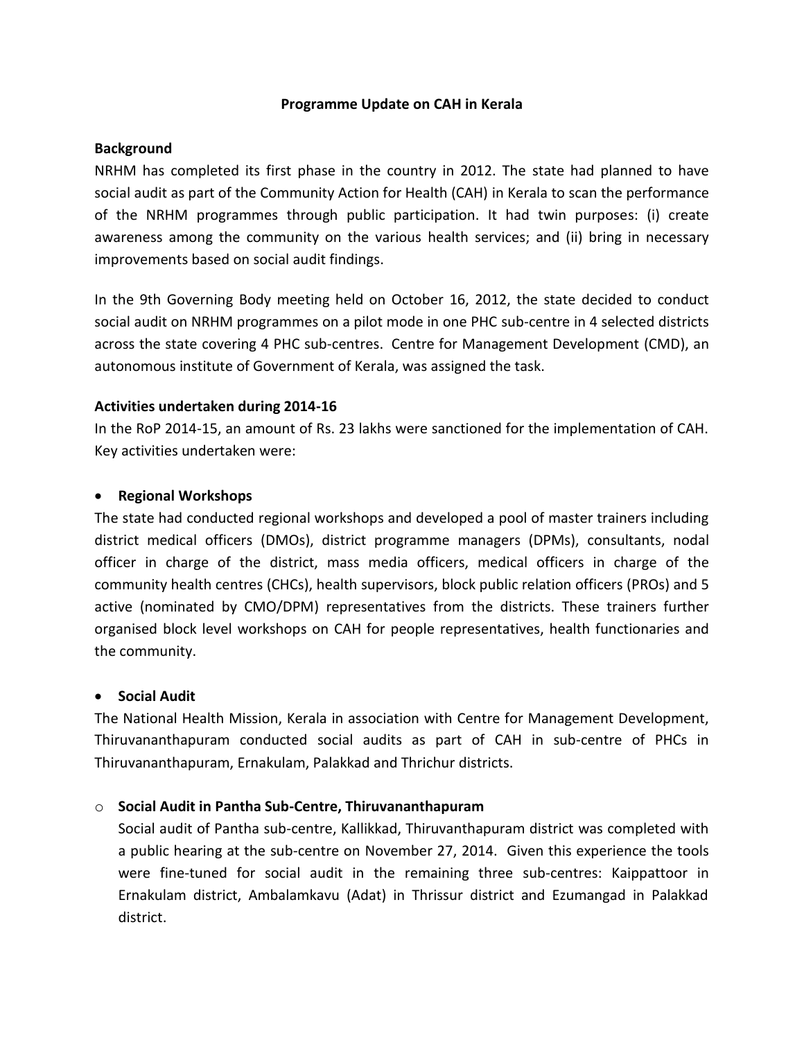# Programme Update on CAH in Kerala

## Background

NRHM has completed its first phase in the country in 2012. The state had planned to have social audit as part of the Community Action for Health (CAH) in Kerala to scan the performance of the NRHM programmes through public participation. It had twin purposes: (i) create awareness among the community on the various health services; and (ii) bring in necessary improvements based on social audit findings.

In the 9th Governing Body meeting held on October 16, 2012, the state decided to conduct social audit on NRHM programmes on a pilot mode in one PHC sub-centre in 4 selected districts across the state covering 4 PHC sub-centres. Centre for Management Development (CMD), an autonomous institute of Government of Kerala, was assigned the task.

## Activities undertaken during 2014-16

In the RoP 2014-15, an amount of Rs. 23 lakhs were sanctioned for the implementation of CAH. Key activities undertaken were:

- **Regional Workshops**

The state had conducted regional workshops and developed a pool of master trainers including district medical officers (DMOs), district programme managers (DPMs), consultants, nodal officer in charge of the district, mass media officers, medical officers in charge of the community health centres (CHCs), health supervisors, block public relation officers (PROs) and 5 active (nominated by CMO/DPM) representatives from the districts. These trainers further organised block level workshops on CAH for people representatives, health functionaries and the community.

- **Social Audit**

The National Health Mission, Kerala in association with Centre for Management Development, Thiruvananthapuram conducted social audits as part of CAH in sub-centre of PHCs in Thiruvananthapuram, Ernakulam, Palakkad and Thrichur districts.

- **Social Audit in Pantha Sub-Centre, Thiruvananthapuram**

  Social audit of Pantha sub-centre, Kallikkad, Thiruvanthapuram district was completed with a public hearing at the sub-centre on November 27, 2014. Given this experience the tools were fine-tuned for social audit in the remaining three sub-centres: Kaippattoor in Ernakulam district, Ambalamkavu (Adat) in Thrissur district and Ezumangad in Palakkad district.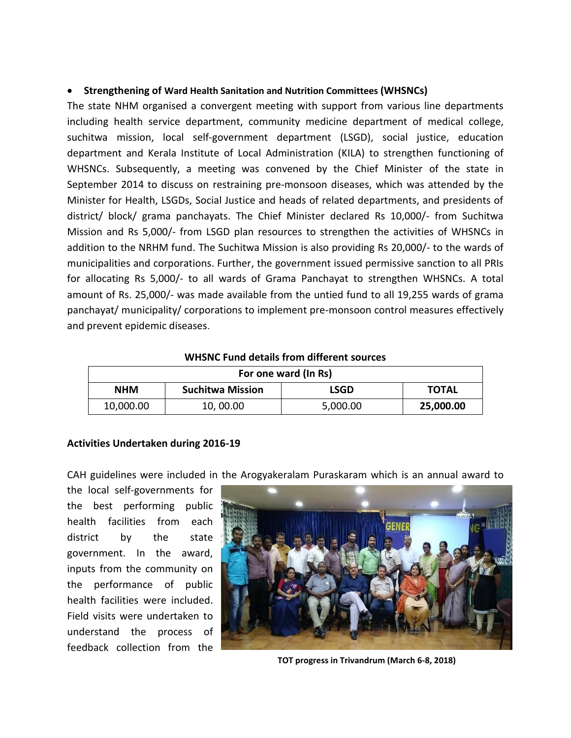- **Strengthening of Ward Health Sanitation and Nutrition Committees (WHSNCs)**

The state NHM organised a convergent meeting with support from various line departments including health service department, community medicine department of medical college, suchitwa mission, local self-government department (LSGD), social justice, education department and Kerala Institute of Local Administration (KILA) to strengthen functioning of WHSNCs. Subsequently, a meeting was convened by the Chief Minister of the state in September 2014 to discuss on restraining pre-monsoon diseases, which was attended by the Minister for Health, LSGDs, Social Justice and heads of related departments, and presidents of district/ block/ grama panchayats. The Chief Minister declared Rs 10,000/- from Suchitwa Mission and Rs 5,000/- from LSGD plan resources to strengthen the activities of WHSNCs in addition to the NRHM fund. The Suchitwa Mission is also providing Rs 20,000/- to the wards of municipalities and corporations. Further, the government issued permissive sanction to all PRIs for allocating Rs 5,000/- to all wards of Grama Panchayat to strengthen WHSNCs. A total amount of Rs. 25,000/- was made available from the untied fund to all 19,255 wards of grama panchayat/ municipality/ corporations to implement pre-monsoon control measures effectively and prevent epidemic diseases.

**WHSNC Fund details from different sources**

| For one ward (In Rs) | | | |
|---|---|---|---|
| **NHM** | **Suchitwa Mission** | **LSGD** | **TOTAL** |
| 10,000.00 | 10, 00.00 | 5,000.00 | **25,000.00** |

**Activities Undertaken during 2016-19**

CAH guidelines were included in the Arogyakeralam Puraskaram which is an annual award to the local self-governments for the best performing public health facilities from each district by the state government. In the award, inputs from the community on the performance of public health facilities were included. Field visits were undertaken to understand the process of feedback collection from the

**TOT progress in Trivandrum (March 6-8, 2018)**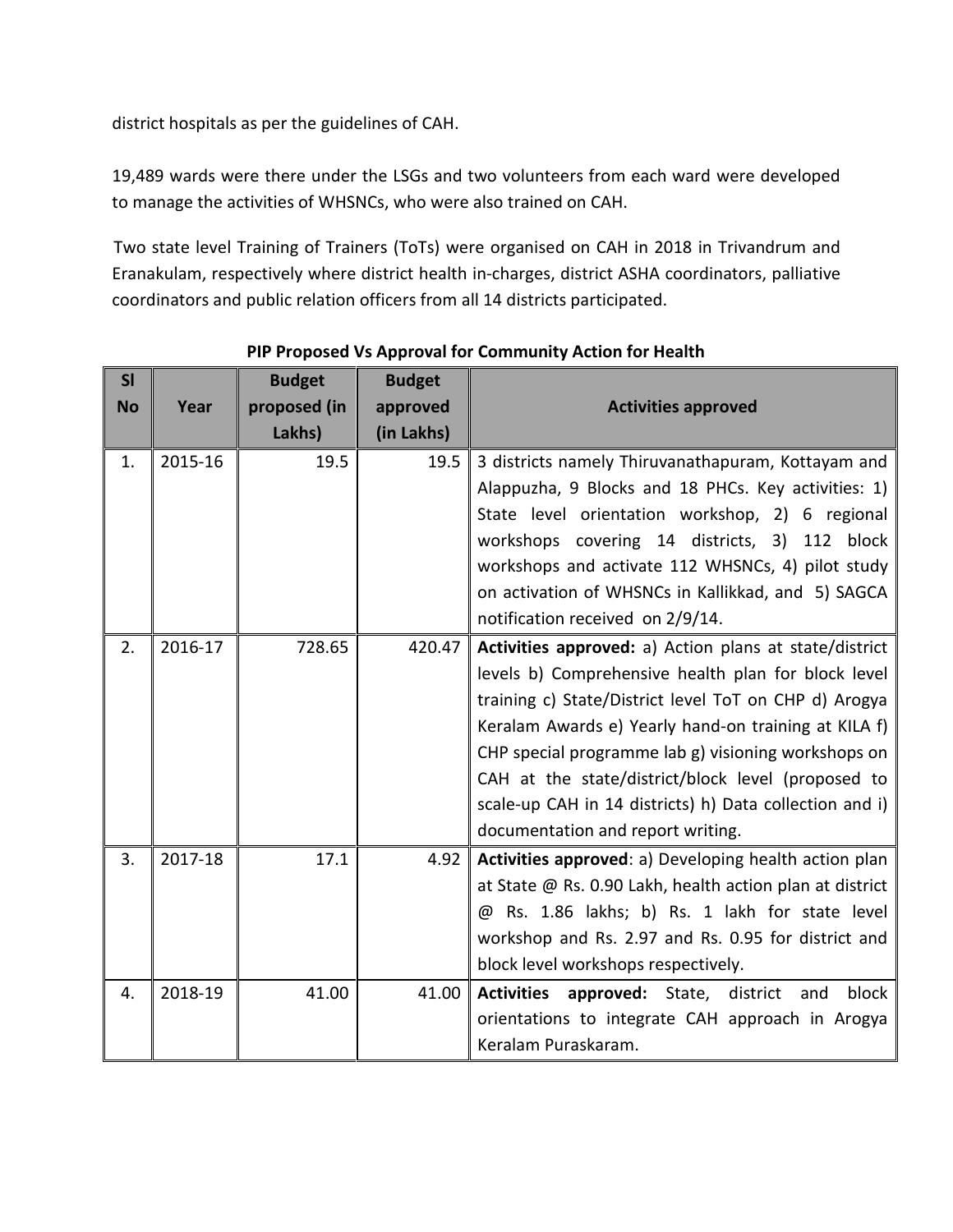district hospitals as per the guidelines of CAH.

19,489 wards were there under the LSGs and two volunteers from each ward were developed to manage the activities of WHSNCs, who were also trained on CAH.

Two state level Training of Trainers (ToTs) were organised on CAH in 2018 in Trivandrum and Eranakulam, respectively where district health in-charges, district ASHA coordinators, palliative coordinators and public relation officers from all 14 districts participated.

**PIP Proposed Vs Approval for Community Action for Health**

| Sl No | Year | Budget proposed (in Lakhs) | Budget approved (in Lakhs) | Activities approved |
|---|---|---|---|---|
| 1. | 2015-16 | 19.5 | 19.5 | 3 districts namely Thiruvanathapuram, Kottayam and Alappuzha, 9 Blocks and 18 PHCs. Key activities: 1) State level orientation workshop, 2) 6 regional workshops covering 14 districts, 3) 112 block workshops and activate 112 WHSNCs, 4) pilot study on activation of WHSNCs in Kallikkad, and 5) SAGCA notification received on 2/9/14. |
| 2. | 2016-17 | 728.65 | 420.47 | **Activities approved:** a) Action plans at state/district levels b) Comprehensive health plan for block level training c) State/District level ToT on CHP d) Arogya Keralam Awards e) Yearly hand-on training at KILA f) CHP special programme lab g) visioning workshops on CAH at the state/district/block level (proposed to scale-up CAH in 14 districts) h) Data collection and i) documentation and report writing. |
| 3. | 2017-18 | 17.1 | 4.92 | **Activities approved**: a) Developing health action plan at State @ Rs. 0.90 Lakh, health action plan at district @ Rs. 1.86 lakhs; b) Rs. 1 lakh for state level workshop and Rs. 2.97 and Rs. 0.95 for district and block level workshops respectively. |
| 4. | 2018-19 | 41.00 | 41.00 | **Activities approved:** State, district and block orientations to integrate CAH approach in Arogya Keralam Puraskaram. |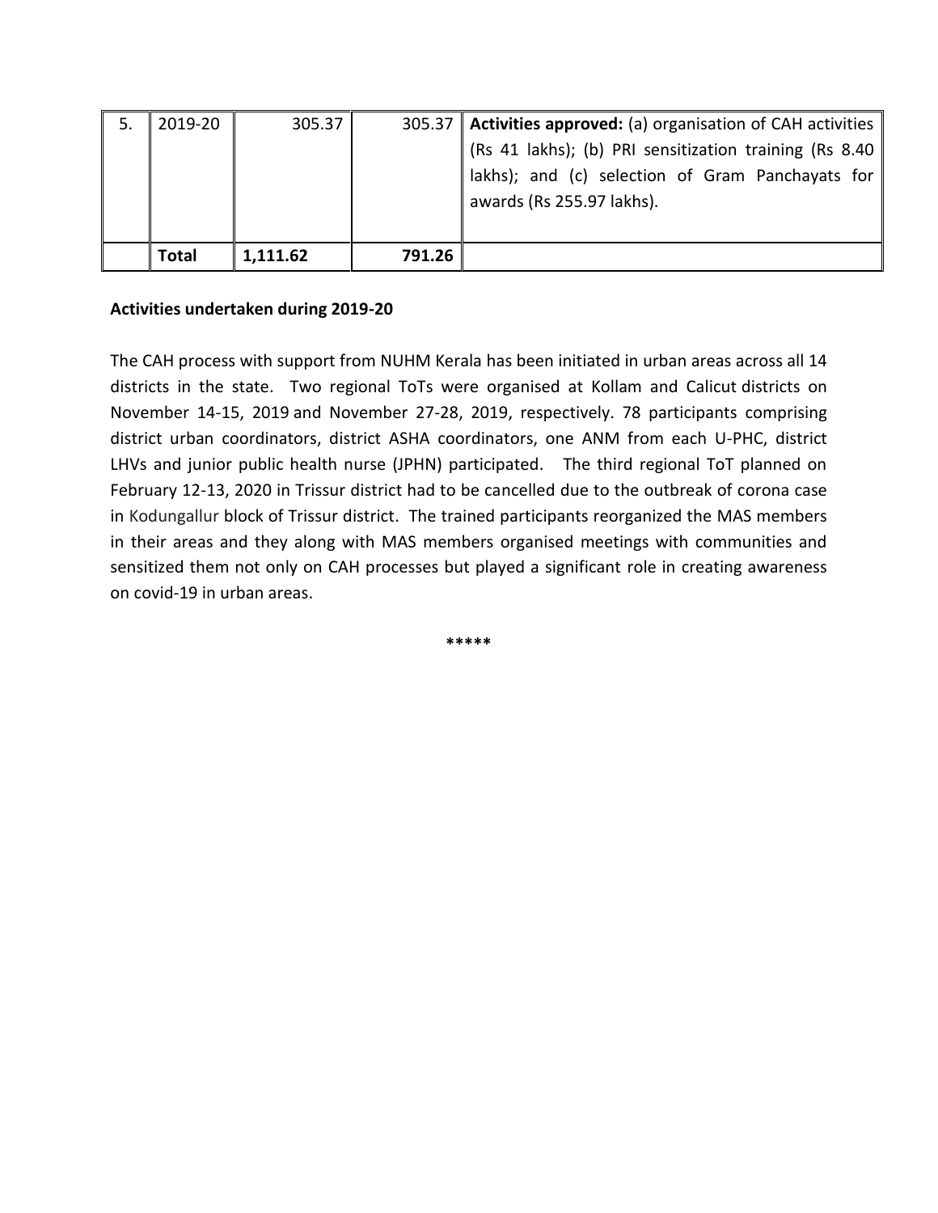| | | | | |
|---|---|---|---|---|
| 5. | 2019-20 | 305.37 | 305.37 | **Activities approved:** (a) organisation of CAH activities (Rs 41 lakhs); (b) PRI sensitization training (Rs 8.40 lakhs); and (c) selection of Gram Panchayats for awards (Rs 255.97 lakhs). |
| | **Total** | **1,111.62** | **791.26** | |

**Activities undertaken during 2019-20**

The CAH process with support from NUHM Kerala has been initiated in urban areas across all 14 districts in the state. Two regional ToTs were organised at Kollam and Calicut districts on November 14-15, 2019 and November 27-28, 2019, respectively. 78 participants comprising district urban coordinators, district ASHA coordinators, one ANM from each U-PHC, district LHVs and junior public health nurse (JPHN) participated. The third regional ToT planned on February 12-13, 2020 in Trissur district had to be cancelled due to the outbreak of corona case in Kodungallur block of Trissur district. The trained participants reorganized the MAS members in their areas and they along with MAS members organised meetings with communities and sensitized them not only on CAH processes but played a significant role in creating awareness on covid-19 in urban areas.

**\*\*\*\*\***